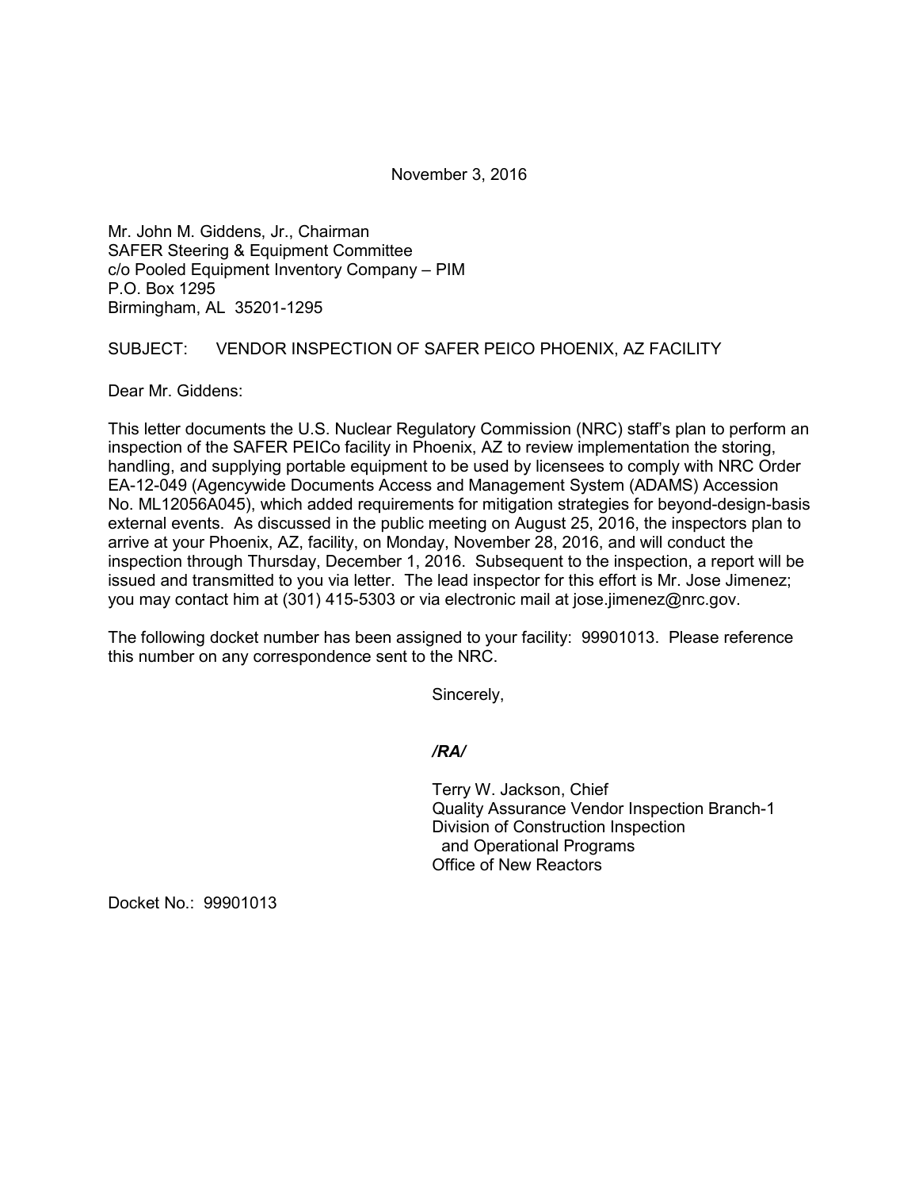November 3, 2016

Mr. John M. Giddens, Jr., Chairman
SAFER Steering & Equipment Committee
c/o Pooled Equipment Inventory Company – PIM
P.O. Box 1295
Birmingham, AL 35201-1295

SUBJECT: VENDOR INSPECTION OF SAFER PEICO PHOENIX, AZ FACILITY

Dear Mr. Giddens:

This letter documents the U.S. Nuclear Regulatory Commission (NRC) staff's plan to perform an inspection of the SAFER PEICo facility in Phoenix, AZ to review implementation the storing, handling, and supplying portable equipment to be used by licensees to comply with NRC Order EA-12-049 (Agencywide Documents Access and Management System (ADAMS) Accession No. ML12056A045), which added requirements for mitigation strategies for beyond-design-basis external events. As discussed in the public meeting on August 25, 2016, the inspectors plan to arrive at your Phoenix, AZ, facility, on Monday, November 28, 2016, and will conduct the inspection through Thursday, December 1, 2016. Subsequent to the inspection, a report will be issued and transmitted to you via letter. The lead inspector for this effort is Mr. Jose Jimenez; you may contact him at (301) 415-5303 or via electronic mail at jose.jimenez@nrc.gov.

The following docket number has been assigned to your facility: 99901013. Please reference this number on any correspondence sent to the NRC.

Sincerely,

*/RA/*

Terry W. Jackson, Chief
Quality Assurance Vendor Inspection Branch-1
Division of Construction Inspection
and Operational Programs
Office of New Reactors

Docket No.: 99901013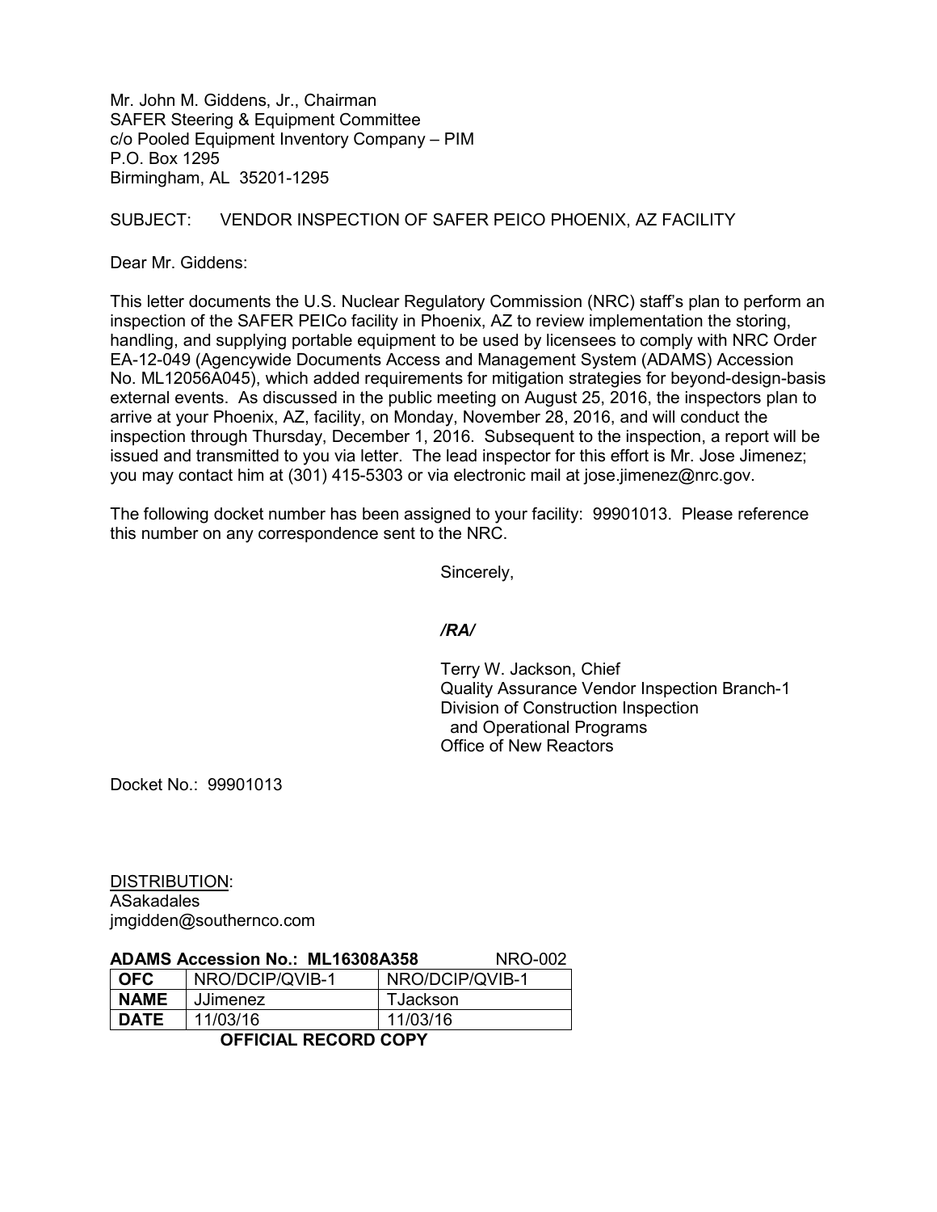Mr. John M. Giddens, Jr., Chairman
SAFER Steering & Equipment Committee
c/o Pooled Equipment Inventory Company – PIM
P.O. Box 1295
Birmingham, AL 35201-1295

SUBJECT: VENDOR INSPECTION OF SAFER PEICO PHOENIX, AZ FACILITY

Dear Mr. Giddens:

This letter documents the U.S. Nuclear Regulatory Commission (NRC) staff's plan to perform an inspection of the SAFER PEICo facility in Phoenix, AZ to review implementation the storing, handling, and supplying portable equipment to be used by licensees to comply with NRC Order EA-12-049 (Agencywide Documents Access and Management System (ADAMS) Accession No. ML12056A045), which added requirements for mitigation strategies for beyond-design-basis external events. As discussed in the public meeting on August 25, 2016, the inspectors plan to arrive at your Phoenix, AZ, facility, on Monday, November 28, 2016, and will conduct the inspection through Thursday, December 1, 2016. Subsequent to the inspection, a report will be issued and transmitted to you via letter. The lead inspector for this effort is Mr. Jose Jimenez; you may contact him at (301) 415-5303 or via electronic mail at jose.jimenez@nrc.gov.

The following docket number has been assigned to your facility: 99901013. Please reference this number on any correspondence sent to the NRC.

Sincerely,

*/RA/*

Terry W. Jackson, Chief
Quality Assurance Vendor Inspection Branch-1
Division of Construction Inspection
and Operational Programs
Office of New Reactors

Docket No.: 99901013

DISTRIBUTION:
ASakadales
jmgidden@southernco.com

**ADAMS Accession No.: ML16308A358** NRO-002

| | | |
|---|---|---|
| **OFC** | NRO/DCIP/QVIB-1 | NRO/DCIP/QVIB-1 |
| **NAME** | JJimenez | TJackson |
| **DATE** | 11/03/16 | 11/03/16 |

**OFFICIAL RECORD COPY**